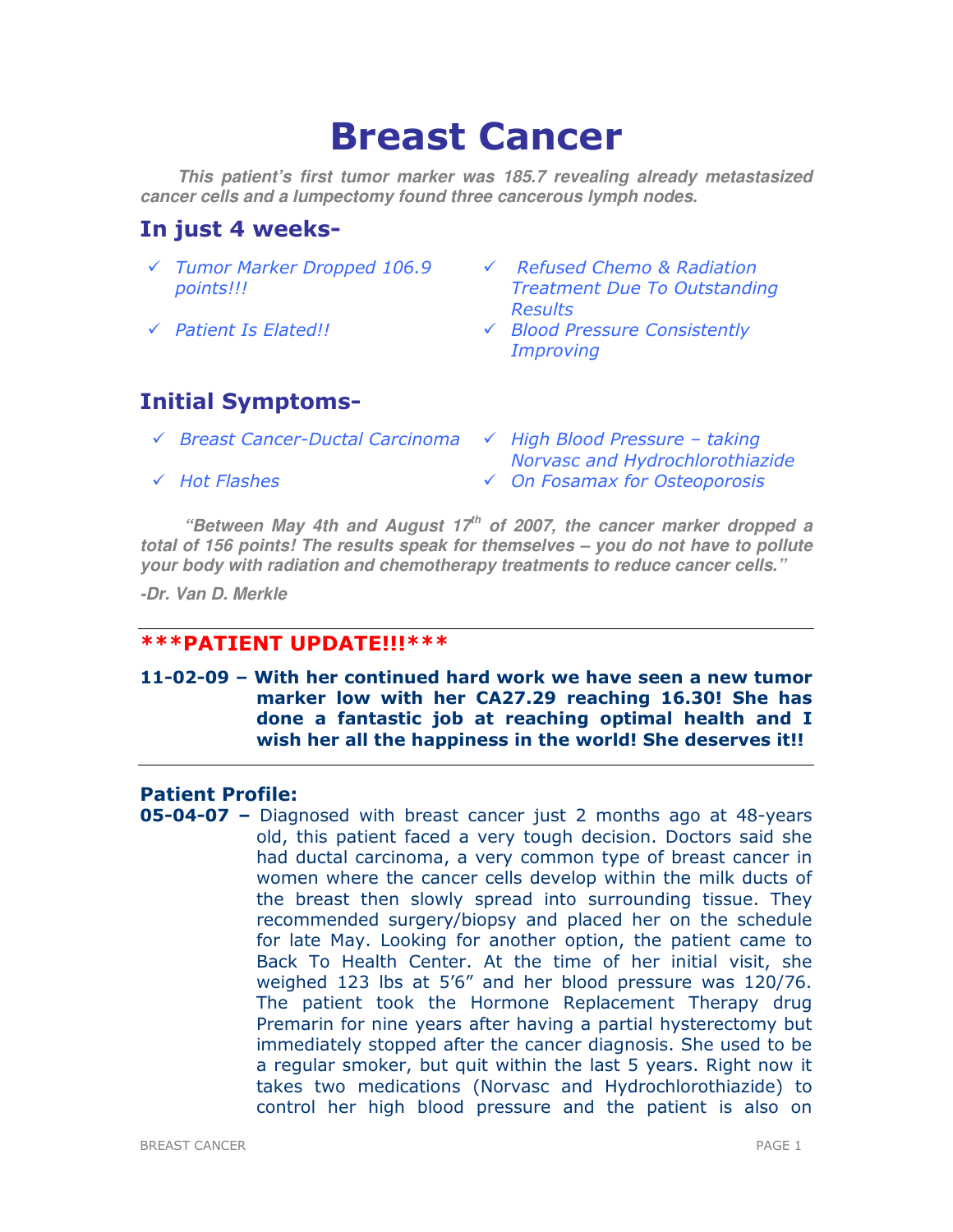# Breast Cancer

***This patient's first tumor marker was 185.7 revealing already metastasized cancer cells and a lumpectomy found three cancerous lymph nodes.***

## In just 4 weeks-

- ✓ *Tumor Marker Dropped 106.9 points!!!*
- ✓ *Patient Is Elated!!*
- ✓ *Refused Chemo & Radiation Treatment Due To Outstanding Results*
- ✓ *Blood Pressure Consistently Improving*

## Initial Symptoms-

- ✓ *Breast Cancer-Ductal Carcinoma*
- ✓ *Hot Flashes*
- ✓ *High Blood Pressure – taking Norvasc and Hydrochlorothiazide*
- ✓ *On Fosamax for Osteoporosis*

***"Between May 4th and August 17th of 2007, the cancer marker dropped a total of 156 points! The results speak for themselves – you do not have to pollute your body with radiation and chemotherapy treatments to reduce cancer cells."***

***-Dr. Van D. Merkle***

---

## ***PATIENT UPDATE!!!***

**11-02-09 – With her continued hard work we have seen a new tumor marker low with her CA27.29 reaching 16.30! She has done a fantastic job at reaching optimal health and I wish her all the happiness in the world! She deserves it!!**

---

### Patient Profile:

**05-04-07 –** Diagnosed with breast cancer just 2 months ago at 48-years old, this patient faced a very tough decision. Doctors said she had ductal carcinoma, a very common type of breast cancer in women where the cancer cells develop within the milk ducts of the breast then slowly spread into surrounding tissue. They recommended surgery/biopsy and placed her on the schedule for late May. Looking for another option, the patient came to Back To Health Center. At the time of her initial visit, she weighed 123 lbs at 5'6" and her blood pressure was 120/76. The patient took the Hormone Replacement Therapy drug Premarin for nine years after having a partial hysterectomy but immediately stopped after the cancer diagnosis. She used to be a regular smoker, but quit within the last 5 years. Right now it takes two medications (Norvasc and Hydrochlorothiazide) to control her high blood pressure and the patient is also on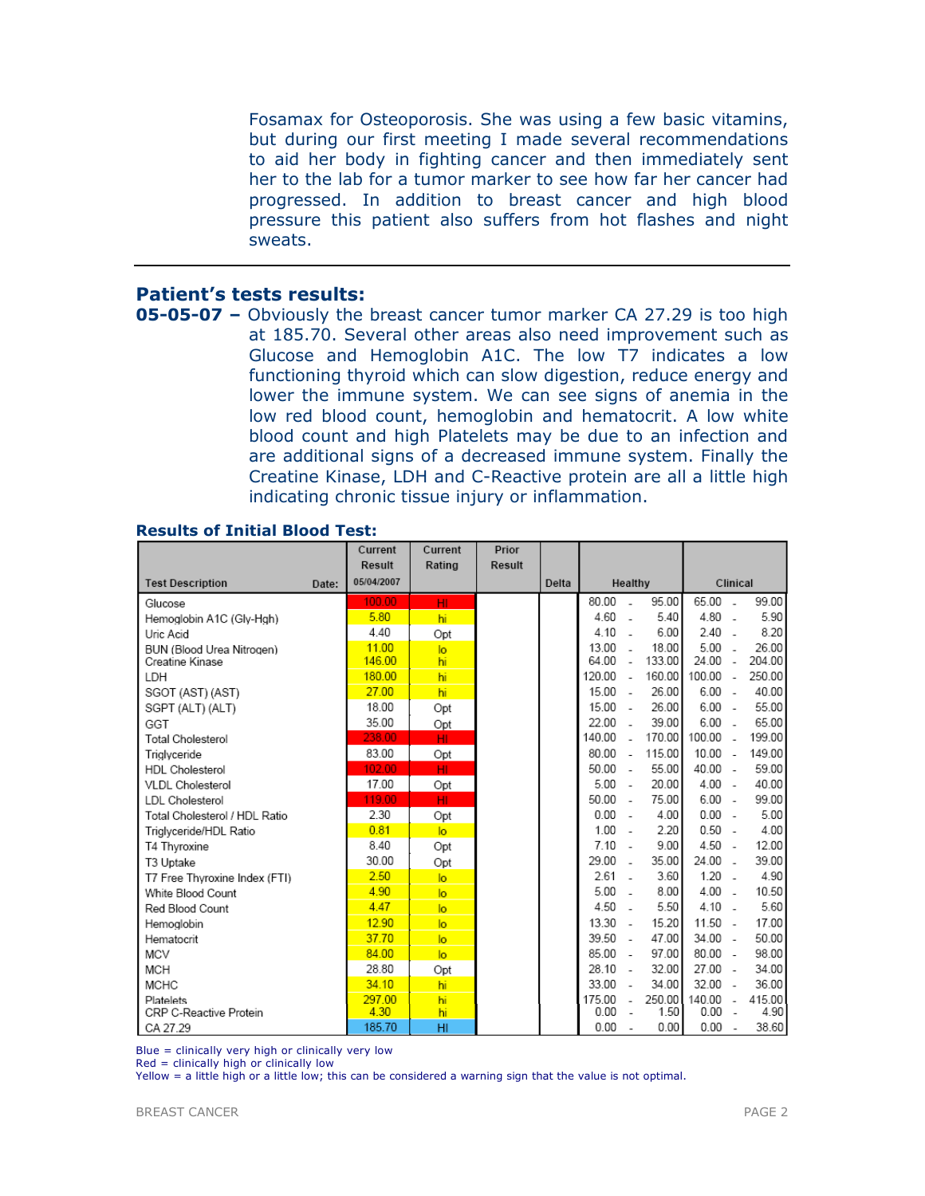Fosamax for Osteoporosis. She was using a few basic vitamins, but during our first meeting I made several recommendations to aid her body in fighting cancer and then immediately sent her to the lab for a tumor marker to see how far her cancer had progressed. In addition to breast cancer and high blood pressure this patient also suffers from hot flashes and night sweats.

---

## Patient's tests results:

**05-05-07 –** Obviously the breast cancer tumor marker CA 27.29 is too high at 185.70. Several other areas also need improvement such as Glucose and Hemoglobin A1C. The low T7 indicates a low functioning thyroid which can slow digestion, reduce energy and lower the immune system. We can see signs of anemia in the low red blood count, hemoglobin and hematocrit. A low white blood count and high Platelets may be due to an infection and are additional signs of a decreased immune system. Finally the Creatine Kinase, LDH and C-Reactive protein are all a little high indicating chronic tissue injury or inflammation.

### Results of Initial Blood Test:

| Test Description | Current Result 05/04/2007 | Current Rating | Prior Result | Delta | Healthy | Clinical |
|---|---|---|---|---|---|---|
| Glucose | 100.00 | HI | | | 80.00 - 95.00 | 65.00 - 99.00 |
| Hemoglobin A1C (Gly-Hgh) | 5.80 | hi | | | 4.60 - 5.40 | 4.80 - 5.90 |
| Uric Acid | 4.40 | Opt | | | 4.10 - 6.00 | 2.40 - 8.20 |
| BUN (Blood Urea Nitrogen) | 11.00 | lo | | | 13.00 - 18.00 | 5.00 - 26.00 |
| Creatine Kinase | 146.00 | hi | | | 64.00 - 133.00 | 24.00 - 204.00 |
| LDH | 180.00 | hi | | | 120.00 - 160.00 | 100.00 - 250.00 |
| SGOT (AST) (AST) | 27.00 | hi | | | 15.00 - 26.00 | 6.00 - 40.00 |
| SGPT (ALT) (ALT) | 18.00 | Opt | | | 15.00 - 26.00 | 6.00 - 55.00 |
| GGT | 35.00 | Opt | | | 22.00 - 39.00 | 6.00 - 65.00 |
| Total Cholesterol | 238.00 | HI | | | 140.00 - 170.00 | 100.00 - 199.00 |
| Triglyceride | 83.00 | Opt | | | 80.00 - 115.00 | 10.00 - 149.00 |
| HDL Cholesterol | 102.00 | HI | | | 50.00 - 55.00 | 40.00 - 59.00 |
| VLDL Cholesterol | 17.00 | Opt | | | 5.00 - 20.00 | 4.00 - 40.00 |
| LDL Cholesterol | 119.00 | HI | | | 50.00 - 75.00 | 6.00 - 99.00 |
| Total Cholesterol / HDL Ratio | 2.30 | Opt | | | 0.00 - 4.00 | 0.00 - 5.00 |
| Triglyceride/HDL Ratio | 0.81 | lo | | | 1.00 - 2.20 | 0.50 - 4.00 |
| T4 Thyroxine | 8.40 | Opt | | | 7.10 - 9.00 | 4.50 - 12.00 |
| T3 Uptake | 30.00 | Opt | | | 29.00 - 35.00 | 24.00 - 39.00 |
| T7 Free Thyroxine Index (FTI) | 2.50 | lo | | | 2.61 - 3.60 | 1.20 - 4.90 |
| White Blood Count | 4.90 | lo | | | 5.00 - 8.00 | 4.00 - 10.50 |
| Red Blood Count | 4.47 | lo | | | 4.50 - 5.50 | 4.10 - 5.60 |
| Hemoglobin | 12.90 | lo | | | 13.30 - 15.20 | 11.50 - 17.00 |
| Hematocrit | 37.70 | lo | | | 39.50 - 47.00 | 34.00 - 50.00 |
| MCV | 84.00 | lo | | | 85.00 - 97.00 | 80.00 - 98.00 |
| MCH | 28.80 | Opt | | | 28.10 - 32.00 | 27.00 - 34.00 |
| MCHC | 34.10 | hi | | | 33.00 - 34.00 | 32.00 - 36.00 |
| Platelets | 297.00 | hi | | | 175.00 - 250.00 | 140.00 - 415.00 |
| CRP C-Reactive Protein | 4.30 | hi | | | 0.00 - 1.50 | 0.00 - 4.90 |
| CA 27.29 | 185.70 | HI | | | 0.00 - 0.00 | 0.00 - 38.60 |

Blue = clinically very high or clinically very low
Red = clinically high or clinically low
Yellow = a little high or a little low; this can be considered a warning sign that the value is not optimal.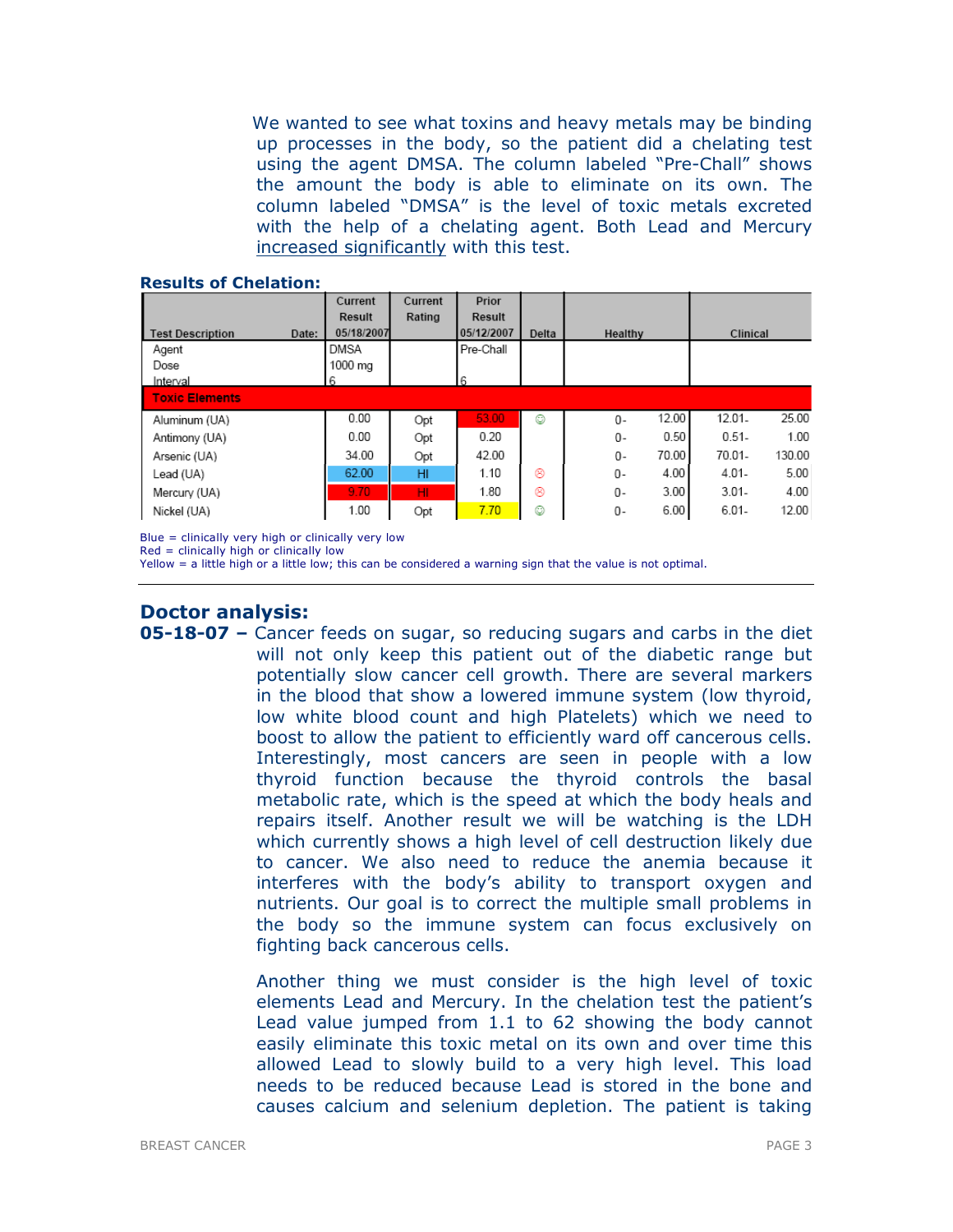We wanted to see what toxins and heavy metals may be binding up processes in the body, so the patient did a chelating test using the agent DMSA. The column labeled "Pre-Chall" shows the amount the body is able to eliminate on its own. The column labeled "DMSA" is the level of toxic metals excreted with the help of a chelating agent. Both Lead and Mercury increased significantly with this test.

**Results of Chelation:**

| Test Description | Date: | Current Result 05/18/2007 | Current Rating | Prior Result 05/12/2007 | Delta | Healthy | | Clinical | |
|---|---|---|---|---|---|---|---|---|---|
| Agent | | DMSA | | Pre-Chall | | | | | |
| Dose | | 1000 mg | | | | | | | |
| Interval | | 6 | | 6 | | | | | |
| **Toxic Elements** | | | | | | | | | |
| Aluminum (UA) | | 0.00 | Opt | 53.00 | ☺ | 0- | 12.00 | 12.01- | 25.00 |
| Antimony (UA) | | 0.00 | Opt | 0.20 | | 0- | 0.50 | 0.51- | 1.00 |
| Arsenic (UA) | | 34.00 | Opt | 42.00 | | 0- | 70.00 | 70.01- | 130.00 |
| Lead (UA) | | 62.00 | HI | 1.10 | ☹ | 0- | 4.00 | 4.01- | 5.00 |
| Mercury (UA) | | 9.70 | HI | 1.80 | ☹ | 0- | 3.00 | 3.01- | 4.00 |
| Nickel (UA) | | 1.00 | Opt | 7.70 | ☺ | 0- | 6.00 | 6.01- | 12.00 |

Blue = clinically very high or clinically very low
Red = clinically high or clinically low
Yellow = a little high or a little low; this can be considered a warning sign that the value is not optimal.

## Doctor analysis:

**05-18-07 –** Cancer feeds on sugar, so reducing sugars and carbs in the diet will not only keep this patient out of the diabetic range but potentially slow cancer cell growth. There are several markers in the blood that show a lowered immune system (low thyroid, low white blood count and high Platelets) which we need to boost to allow the patient to efficiently ward off cancerous cells. Interestingly, most cancers are seen in people with a low thyroid function because the thyroid controls the basal metabolic rate, which is the speed at which the body heals and repairs itself. Another result we will be watching is the LDH which currently shows a high level of cell destruction likely due to cancer. We also need to reduce the anemia because it interferes with the body's ability to transport oxygen and nutrients. Our goal is to correct the multiple small problems in the body so the immune system can focus exclusively on fighting back cancerous cells.

Another thing we must consider is the high level of toxic elements Lead and Mercury. In the chelation test the patient's Lead value jumped from 1.1 to 62 showing the body cannot easily eliminate this toxic metal on its own and over time this allowed Lead to slowly build to a very high level. This load needs to be reduced because Lead is stored in the bone and causes calcium and selenium depletion. The patient is taking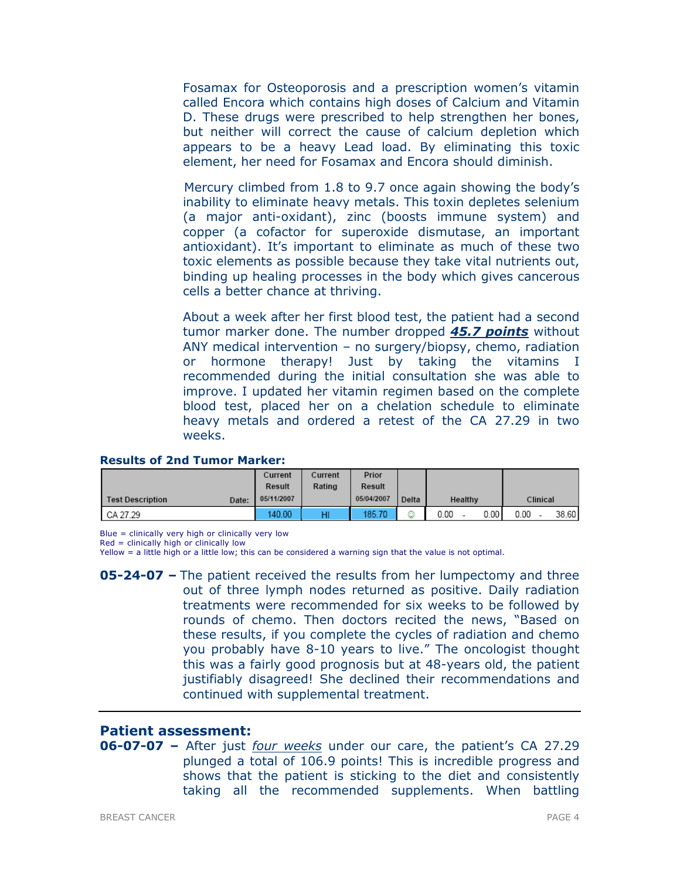Fosamax for Osteoporosis and a prescription women's vitamin called Encora which contains high doses of Calcium and Vitamin D. These drugs were prescribed to help strengthen her bones, but neither will correct the cause of calcium depletion which appears to be a heavy Lead load. By eliminating this toxic element, her need for Fosamax and Encora should diminish.

Mercury climbed from 1.8 to 9.7 once again showing the body's inability to eliminate heavy metals. This toxin depletes selenium (a major anti-oxidant), zinc (boosts immune system) and copper (a cofactor for superoxide dismutase, an important antioxidant). It's important to eliminate as much of these two toxic elements as possible because they take vital nutrients out, binding up healing processes in the body which gives cancerous cells a better chance at thriving.

About a week after her first blood test, the patient had a second tumor marker done. The number dropped ***45.7 points*** without ANY medical intervention – no surgery/biopsy, chemo, radiation or hormone therapy! Just by taking the vitamins I recommended during the initial consultation she was able to improve. I updated her vitamin regimen based on the complete blood test, placed her on a chelation schedule to eliminate heavy metals and ordered a retest of the CA 27.29 in two weeks.

**Results of 2nd Tumor Marker:**

| Test Description | Current Result (05/11/2007) | Current Rating | Prior Result (05/04/2007) | Delta | Healthy | Clinical |
|---|---|---|---|---|---|---|
| CA 27.29 | 140.00 | HI | 185.70 | ☺ | 0.00 - 0.00 | 0.00 - 38.60 |

Blue = clinically very high or clinically very low
Red = clinically high or clinically low
Yellow = a little high or a little low; this can be considered a warning sign that the value is not optimal.

**05-24-07 –** The patient received the results from her lumpectomy and three out of three lymph nodes returned as positive. Daily radiation treatments were recommended for six weeks to be followed by rounds of chemo. Then doctors recited the news, "Based on these results, if you complete the cycles of radiation and chemo you probably have 8-10 years to live." The oncologist thought this was a fairly good prognosis but at 48-years old, the patient justifiably disagreed! She declined their recommendations and continued with supplemental treatment.

---

## Patient assessment:

**06-07-07 –** After just *four weeks* under our care, the patient's CA 27.29 plunged a total of 106.9 points! This is incredible progress and shows that the patient is sticking to the diet and consistently taking all the recommended supplements. When battling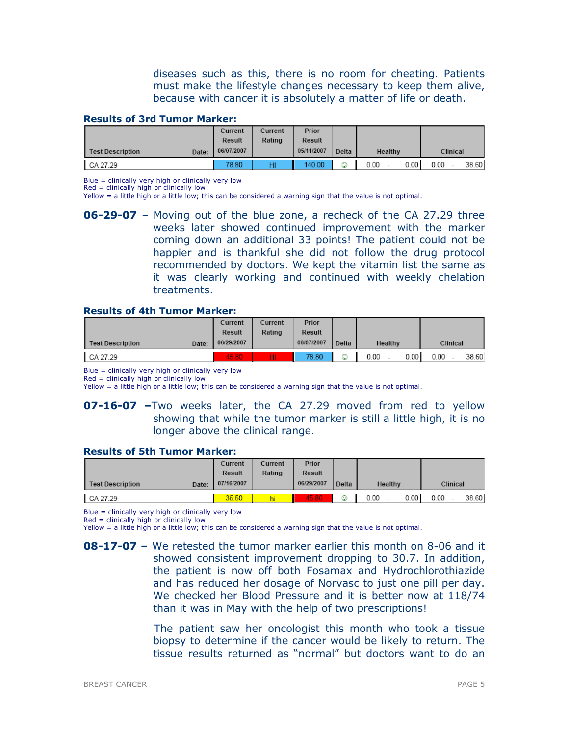diseases such as this, there is no room for cheating. Patients must make the lifestyle changes necessary to keep them alive, because with cancer it is absolutely a matter of life or death.

**Results of 3rd Tumor Marker:**

| Test Description Date: | Current Result 06/07/2007 | Current Rating | Prior Result 05/11/2007 | Delta | Healthy | Clinical |
|---|---|---|---|---|---|---|
| CA 27.29 | 78.80 | HI | 140.00 | ☺ | 0.00 - 0.00 | 0.00 - 38.60 |

Blue = clinically very high or clinically very low
Red = clinically high or clinically low
Yellow = a little high or a little low; this can be considered a warning sign that the value is not optimal.

**06-29-07** – Moving out of the blue zone, a recheck of the CA 27.29 three weeks later showed continued improvement with the marker coming down an additional 33 points! The patient could not be happier and is thankful she did not follow the drug protocol recommended by doctors. We kept the vitamin list the same as it was clearly working and continued with weekly chelation treatments.

**Results of 4th Tumor Marker:**

| Test Description Date: | Current Result 06/29/2007 | Current Rating | Prior Result 06/07/2007 | Delta | Healthy | Clinical |
|---|---|---|---|---|---|---|
| CA 27.29 | 45.80 | HI | 78.80 | ☺ | 0.00 - 0.00 | 0.00 - 38.60 |

Blue = clinically very high or clinically very low
Red = clinically high or clinically low
Yellow = a little high or a little low; this can be considered a warning sign that the value is not optimal.

**07-16-07** –Two weeks later, the CA 27.29 moved from red to yellow showing that while the tumor marker is still a little high, it is no longer above the clinical range.

**Results of 5th Tumor Marker:**

| Test Description Date: | Current Result 07/16/2007 | Current Rating | Prior Result 06/29/2007 | Delta | Healthy | Clinical |
|---|---|---|---|---|---|---|
| CA 27.29 | 35.50 | hi | 45.80 | ☺ | 0.00 - 0.00 | 0.00 - 38.60 |

Blue = clinically very high or clinically very low
Red = clinically high or clinically low
Yellow = a little high or a little low; this can be considered a warning sign that the value is not optimal.

**08-17-07 –** We retested the tumor marker earlier this month on 8-06 and it showed consistent improvement dropping to 30.7. In addition, the patient is now off both Fosamax and Hydrochlorothiazide and has reduced her dosage of Norvasc to just one pill per day. We checked her Blood Pressure and it is better now at 118/74 than it was in May with the help of two prescriptions!

The patient saw her oncologist this month who took a tissue biopsy to determine if the cancer would be likely to return. The tissue results returned as "normal" but doctors want to do an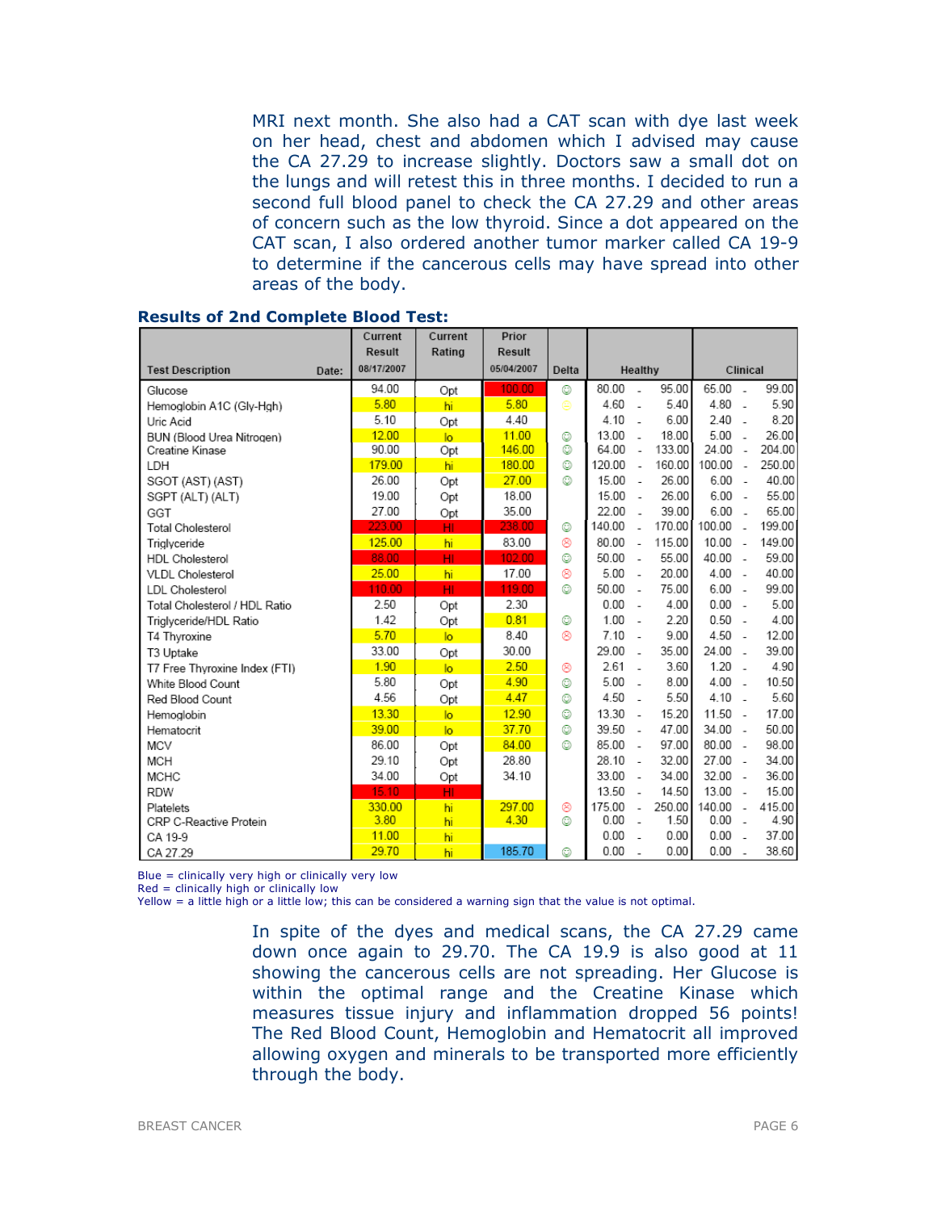MRI next month. She also had a CAT scan with dye last week on her head, chest and abdomen which I advised may cause the CA 27.29 to increase slightly. Doctors saw a small dot on the lungs and will retest this in three months. I decided to run a second full blood panel to check the CA 27.29 and other areas of concern such as the low thyroid. Since a dot appeared on the CAT scan, I also ordered another tumor marker called CA 19-9 to determine if the cancerous cells may have spread into other areas of the body.

### Results of 2nd Complete Blood Test:

| Test Description | Current Result 08/17/2007 | Current Rating | Prior Result 05/04/2007 | Delta | Healthy | Clinical |
|---|---|---|---|---|---|---|
| Glucose | 94.00 | Opt | 100.00 | ☺ | 80.00 - 95.00 | 65.00 - 99.00 |
| Hemoglobin A1C (Gly-Hgh) | 5.80 | hi | 5.80 | ☺ | 4.60 - 5.40 | 4.80 - 5.90 |
| Uric Acid | 5.10 | Opt | 4.40 | | 4.10 - 6.00 | 2.40 - 8.20 |
| BUN (Blood Urea Nitrogen) | 12.00 | lo | 11.00 | ☺ | 13.00 - 18.00 | 5.00 - 26.00 |
| Creatine Kinase | 90.00 | Opt | 146.00 | ☺ | 64.00 - 133.00 | 24.00 - 204.00 |
| LDH | 179.00 | hi | 180.00 | ☺ | 120.00 - 160.00 | 100.00 - 250.00 |
| SGOT (AST) (AST) | 26.00 | Opt | 27.00 | ☺ | 15.00 - 26.00 | 6.00 - 40.00 |
| SGPT (ALT) (ALT) | 19.00 | Opt | 18.00 | | 15.00 - 26.00 | 6.00 - 55.00 |
| GGT | 27.00 | Opt | 35.00 | | 22.00 - 39.00 | 6.00 - 65.00 |
| Total Cholesterol | 223.00 | HI | 238.00 | ☺ | 140.00 - 170.00 | 100.00 - 199.00 |
| Triglyceride | 125.00 | hi | 83.00 | ☹ | 80.00 - 115.00 | 10.00 - 149.00 |
| HDL Cholesterol | 88.00 | HI | 102.00 | ☺ | 50.00 - 55.00 | 40.00 - 59.00 |
| VLDL Cholesterol | 25.00 | hi | 17.00 | ☹ | 5.00 - 20.00 | 4.00 - 40.00 |
| LDL Cholesterol | 110.00 | HI | 119.00 | ☺ | 50.00 - 75.00 | 6.00 - 99.00 |
| Total Cholesterol / HDL Ratio | 2.50 | Opt | 2.30 | | 0.00 - 4.00 | 0.00 - 5.00 |
| Triglyceride/HDL Ratio | 1.42 | Opt | 0.81 | ☺ | 1.00 - 2.20 | 0.50 - 4.00 |
| T4 Thyroxine | 5.70 | lo | 8.40 | ☹ | 7.10 - 9.00 | 4.50 - 12.00 |
| T3 Uptake | 33.00 | Opt | 30.00 | | 29.00 - 35.00 | 24.00 - 39.00 |
| T7 Free Thyroxine Index (FTI) | 1.90 | lo | 2.50 | ☹ | 2.61 - 3.60 | 1.20 - 4.90 |
| White Blood Count | 5.80 | Opt | 4.90 | ☺ | 5.00 - 8.00 | 4.00 - 10.50 |
| Red Blood Count | 4.56 | Opt | 4.47 | ☺ | 4.50 - 5.50 | 4.10 - 5.60 |
| Hemoglobin | 13.30 | lo | 12.90 | ☺ | 13.30 - 15.20 | 11.50 - 17.00 |
| Hematocrit | 39.00 | lo | 37.70 | ☺ | 39.50 - 47.00 | 34.00 - 50.00 |
| MCV | 86.00 | Opt | 84.00 | ☺ | 85.00 - 97.00 | 80.00 - 98.00 |
| MCH | 29.10 | Opt | 28.80 | | 28.10 - 32.00 | 27.00 - 34.00 |
| MCHC | 34.00 | Opt | 34.10 | | 33.00 - 34.00 | 32.00 - 36.00 |
| RDW | 15.10 | HI | | | 13.50 - 14.50 | 13.00 - 15.00 |
| Platelets | 330.00 | hi | 297.00 | ☹ | 175.00 - 250.00 | 140.00 - 415.00 |
| CRP C-Reactive Protein | 3.80 | hi | 4.30 | ☺ | 0.00 - 1.50 | 0.00 - 4.90 |
| CA 19-9 | 11.00 | hi | | | 0.00 - 0.00 | 0.00 - 37.00 |
| CA 27.29 | 29.70 | hi | 185.70 | ☺ | 0.00 - 0.00 | 0.00 - 38.60 |

Blue = clinically very high or clinically very low
Red = clinically high or clinically low
Yellow = a little high or a little low; this can be considered a warning sign that the value is not optimal.

In spite of the dyes and medical scans, the CA 27.29 came down once again to 29.70. The CA 19.9 is also good at 11 showing the cancerous cells are not spreading. Her Glucose is within the optimal range and the Creatine Kinase which measures tissue injury and inflammation dropped 56 points! The Red Blood Count, Hemoglobin and Hematocrit all improved allowing oxygen and minerals to be transported more efficiently through the body.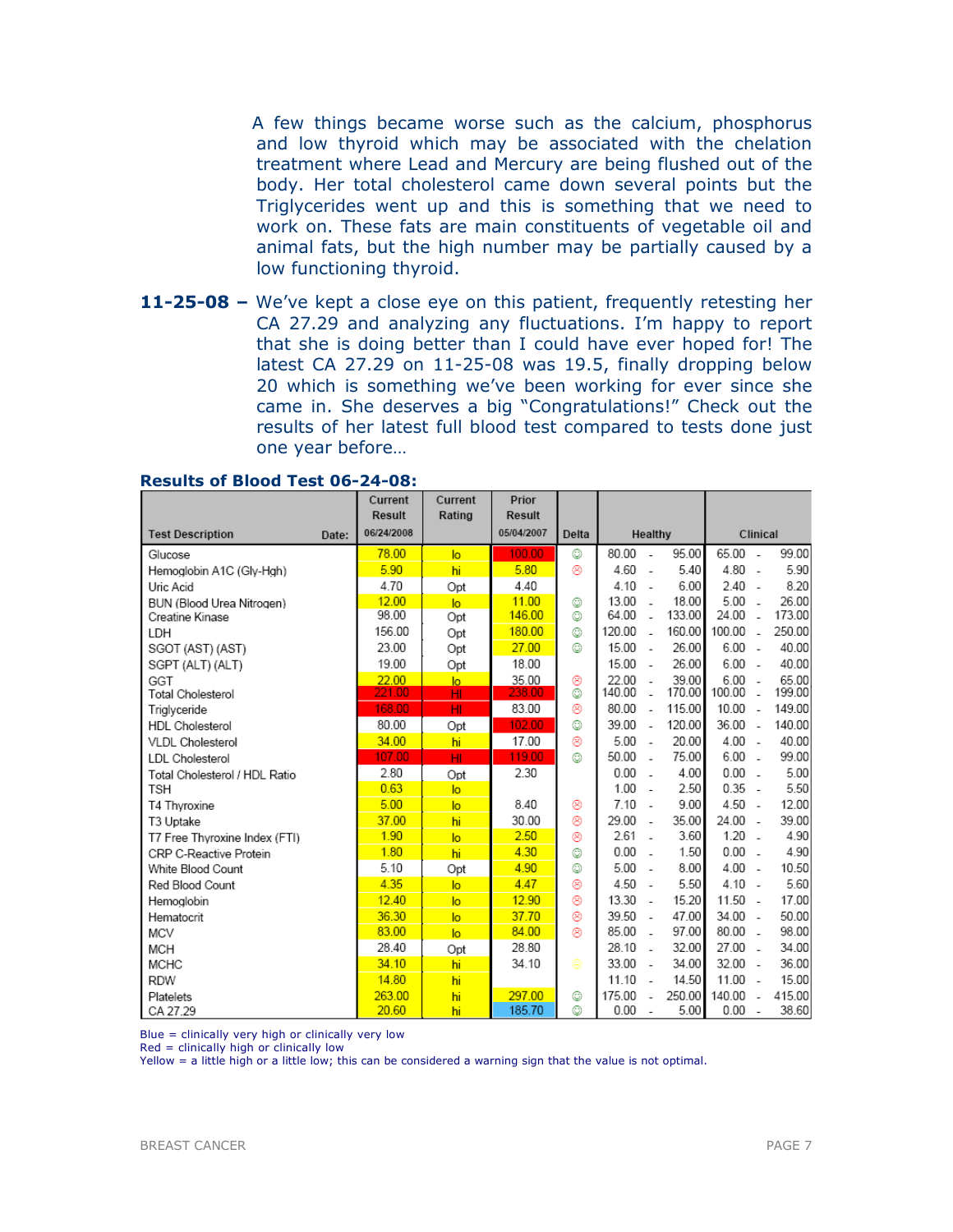A few things became worse such as the calcium, phosphorus and low thyroid which may be associated with the chelation treatment where Lead and Mercury are being flushed out of the body. Her total cholesterol came down several points but the Triglycerides went up and this is something that we need to work on. These fats are main constituents of vegetable oil and animal fats, but the high number may be partially caused by a low functioning thyroid.

**11-25-08 –** We've kept a close eye on this patient, frequently retesting her CA 27.29 and analyzing any fluctuations. I'm happy to report that she is doing better than I could have ever hoped for! The latest CA 27.29 on 11-25-08 was 19.5, finally dropping below 20 which is something we've been working for ever since she came in. She deserves a big "Congratulations!" Check out the results of her latest full blood test compared to tests done just one year before…

**Results of Blood Test 06-24-08:**

| Test Description | Current Result 06/24/2008 | Current Rating | Prior Result 05/04/2007 | Delta | Healthy | Clinical |
|---|---|---|---|---|---|---|
| Glucose | 78.00 | lo | 100.00 | ☺ | 80.00 - 95.00 | 65.00 - 99.00 |
| Hemoglobin A1C (Gly-Hgh) | 5.90 | hi | 5.80 | ☹ | 4.60 - 5.40 | 4.80 - 5.90 |
| Uric Acid | 4.70 | Opt | 4.40 | | 4.10 - 6.00 | 2.40 - 8.20 |
| BUN (Blood Urea Nitrogen) | 12.00 | lo | 11.00 | ☺ | 13.00 - 18.00 | 5.00 - 26.00 |
| Creatine Kinase | 98.00 | Opt | 146.00 | ☺ | 64.00 - 133.00 | 24.00 - 173.00 |
| LDH | 156.00 | Opt | 180.00 | ☺ | 120.00 - 160.00 | 100.00 - 250.00 |
| SGOT (AST) (AST) | 23.00 | Opt | 27.00 | ☺ | 15.00 - 26.00 | 6.00 - 40.00 |
| SGPT (ALT) (ALT) | 19.00 | Opt | 18.00 | | 15.00 - 26.00 | 6.00 - 40.00 |
| GGT | 22.00 | lo | 35.00 | ☹ | 22.00 - 39.00 | 6.00 - 65.00 |
| Total Cholesterol | 221.00 | HI | 238.00 | ☺ | 140.00 - 170.00 | 100.00 - 199.00 |
| Triglyceride | 168.00 | HI | 83.00 | ☹ | 80.00 - 115.00 | 10.00 - 149.00 |
| HDL Cholesterol | 80.00 | Opt | 102.00 | ☺ | 39.00 - 120.00 | 36.00 - 140.00 |
| VLDL Cholesterol | 34.00 | hi | 17.00 | ☹ | 5.00 - 20.00 | 4.00 - 40.00 |
| LDL Cholesterol | 107.00 | HI | 119.00 | ☺ | 50.00 - 75.00 | 6.00 - 99.00 |
| Total Cholesterol / HDL Ratio | 2.80 | Opt | 2.30 | | 0.00 - 4.00 | 0.00 - 5.00 |
| TSH | 0.63 | lo | | | 1.00 - 2.50 | 0.35 - 5.50 |
| T4 Thyroxine | 5.00 | lo | 8.40 | ☹ | 7.10 - 9.00 | 4.50 - 12.00 |
| T3 Uptake | 37.00 | hi | 30.00 | ☹ | 29.00 - 35.00 | 24.00 - 39.00 |
| T7 Free Thyroxine Index (FTI) | 1.90 | lo | 2.50 | ☹ | 2.61 - 3.60 | 1.20 - 4.90 |
| CRP C-Reactive Protein | 1.80 | hi | 4.30 | ☺ | 0.00 - 1.50 | 0.00 - 4.90 |
| White Blood Count | 5.10 | Opt | 4.90 | ☺ | 5.00 - 8.00 | 4.00 - 10.50 |
| Red Blood Count | 4.35 | lo | 4.47 | ☹ | 4.50 - 5.50 | 4.10 - 5.60 |
| Hemoglobin | 12.40 | lo | 12.90 | ☹ | 13.30 - 15.20 | 11.50 - 17.00 |
| Hematocrit | 36.30 | lo | 37.70 | ☹ | 39.50 - 47.00 | 34.00 - 50.00 |
| MCV | 83.00 | lo | 84.00 | ☹ | 85.00 - 97.00 | 80.00 - 98.00 |
| MCH | 28.40 | Opt | 28.80 | | 28.10 - 32.00 | 27.00 - 34.00 |
| MCHC | 34.10 | hi | 34.10 | ☺ | 33.00 - 34.00 | 32.00 - 36.00 |
| RDW | 14.80 | hi | | | 11.10 - 14.50 | 11.00 - 15.00 |
| Platelets | 263.00 | hi | 297.00 | ☺ | 175.00 - 250.00 | 140.00 - 415.00 |
| CA 27.29 | 20.60 | hi | 185.70 | ☺ | 0.00 - 5.00 | 0.00 - 38.60 |

Blue = clinically very high or clinically very low
Red = clinically high or clinically low
Yellow = a little high or a little low; this can be considered a warning sign that the value is not optimal.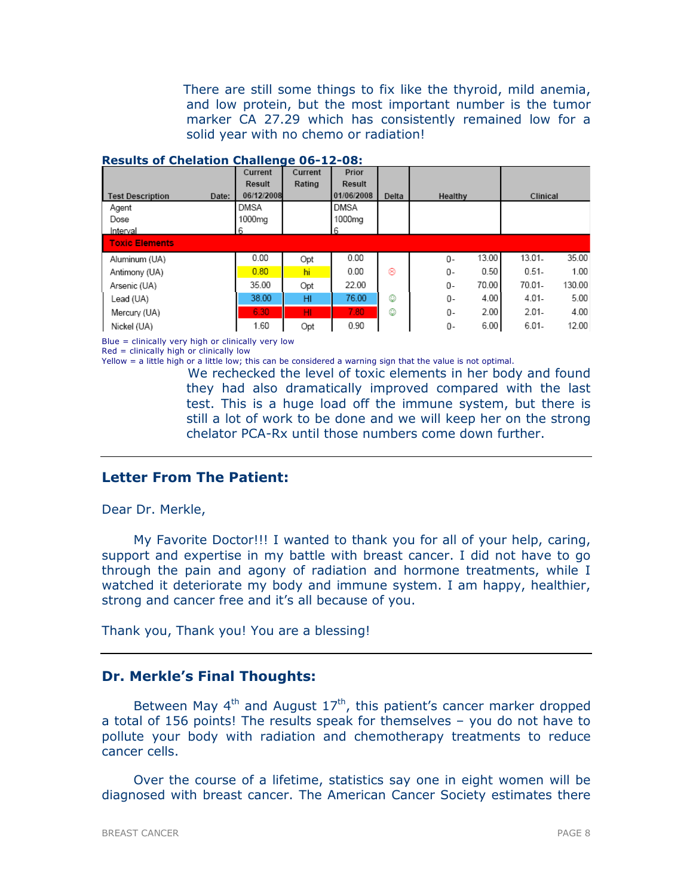There are still some things to fix like the thyroid, mild anemia, and low protein, but the most important number is the tumor marker CA 27.29 which has consistently remained low for a solid year with no chemo or radiation!

**Results of Chelation Challenge 06-12-08:**

| Test Description | Date: | Current Result 06/12/2008 | Current Rating | Prior Result 01/06/2008 | Delta | Healthy | | Clinical | |
|---|---|---|---|---|---|---|---|---|---|
| Agent | | DMSA | | DMSA | | | | | |
| Dose | | 1000mg | | 1000mg | | | | | |
| Interval | | 6 | | 6 | | | | | |
| **Toxic Elements** | | | | | | | | | |
| Aluminum (UA) | | 0.00 | Opt | 0.00 | | 0- | 13.00 | 13.01- | 35.00 |
| Antimony (UA) | | 0.80 | hi | 0.00 | ☹ | 0- | 0.50 | 0.51- | 1.00 |
| Arsenic (UA) | | 35.00 | Opt | 22.00 | | 0- | 70.00 | 70.01- | 130.00 |
| Lead (UA) | | 38.00 | HI | 76.00 | ☺ | 0- | 4.00 | 4.01- | 5.00 |
| Mercury (UA) | | 6.30 | HI | 7.80 | ☺ | 0- | 2.00 | 2.01- | 4.00 |
| Nickel (UA) | | 1.60 | Opt | 0.90 | | 0- | 6.00 | 6.01- | 12.00 |

Blue = clinically very high or clinically very low
Red = clinically high or clinically low
Yellow = a little high or a little low; this can be considered a warning sign that the value is not optimal.

We rechecked the level of toxic elements in her body and found they had also dramatically improved compared with the last test. This is a huge load off the immune system, but there is still a lot of work to be done and we will keep her on the strong chelator PCA-Rx until those numbers come down further.

---

## Letter From The Patient:

Dear Dr. Merkle,

My Favorite Doctor!!! I wanted to thank you for all of your help, caring, support and expertise in my battle with breast cancer. I did not have to go through the pain and agony of radiation and hormone treatments, while I watched it deteriorate my body and immune system. I am happy, healthier, strong and cancer free and it's all because of you.

Thank you, Thank you! You are a blessing!

---

## Dr. Merkle's Final Thoughts:

Between May 4th and August 17th, this patient's cancer marker dropped a total of 156 points! The results speak for themselves – you do not have to pollute your body with radiation and chemotherapy treatments to reduce cancer cells.

Over the course of a lifetime, statistics say one in eight women will be diagnosed with breast cancer. The American Cancer Society estimates there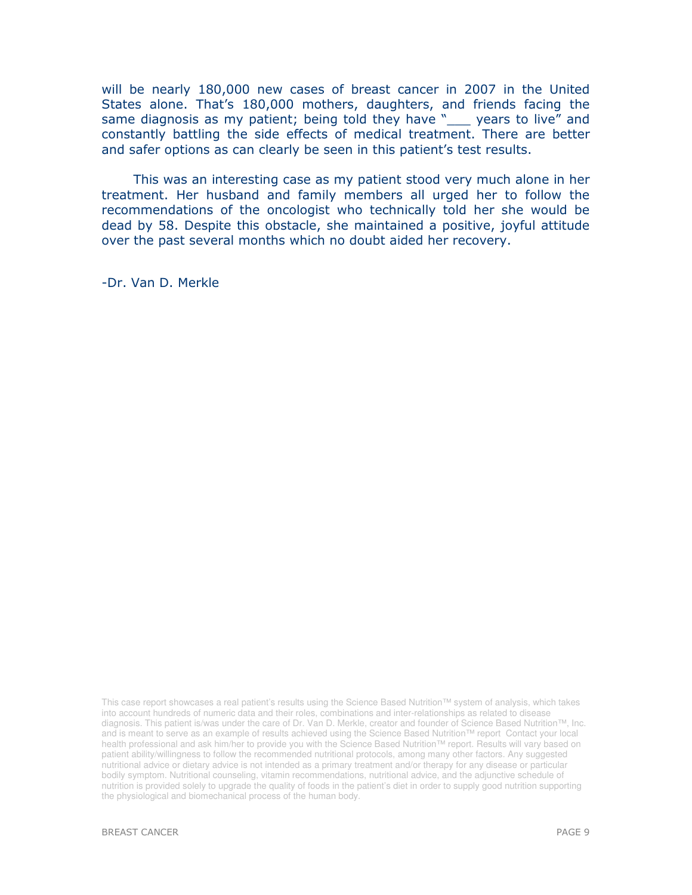will be nearly 180,000 new cases of breast cancer in 2007 in the United States alone. That's 180,000 mothers, daughters, and friends facing the same diagnosis as my patient; being told they have "___ years to live" and constantly battling the side effects of medical treatment. There are better and safer options as can clearly be seen in this patient's test results.

This was an interesting case as my patient stood very much alone in her treatment. Her husband and family members all urged her to follow the recommendations of the oncologist who technically told her she would be dead by 58. Despite this obstacle, she maintained a positive, joyful attitude over the past several months which no doubt aided her recovery.

-Dr. Van D. Merkle

This case report showcases a real patient's results using the Science Based Nutrition™ system of analysis, which takes into account hundreds of numeric data and their roles, combinations and inter-relationships as related to disease diagnosis. This patient is/was under the care of Dr. Van D. Merkle, creator and founder of Science Based Nutrition™, Inc. and is meant to serve as an example of results achieved using the Science Based Nutrition™ report Contact your local health professional and ask him/her to provide you with the Science Based Nutrition™ report. Results will vary based on patient ability/willingness to follow the recommended nutritional protocols, among many other factors. Any suggested nutritional advice or dietary advice is not intended as a primary treatment and/or therapy for any disease or particular bodily symptom. Nutritional counseling, vitamin recommendations, nutritional advice, and the adjunctive schedule of nutrition is provided solely to upgrade the quality of foods in the patient's diet in order to supply good nutrition supporting the physiological and biomechanical process of the human body.